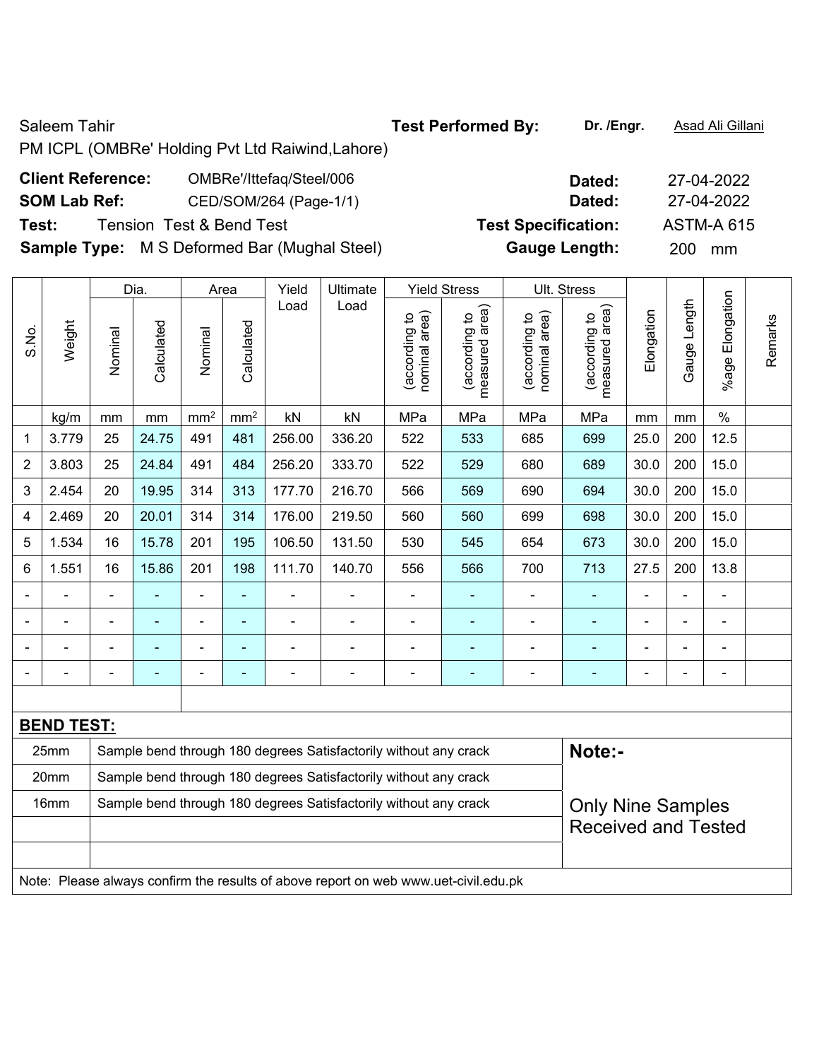Saleem Tahir

PM ICPL (OMBRe' Holding Pvt Ltd Raiwind,Lahore)

**Test Performed By:** **Dr. /Engr.** Asad Ali Gillani

**Client Reference:** OMBRe'/Ittefaq/Steel/006 **Dated:** 27-04-2022

**SOM Lab Ref:** CED/SOM/264 (Page-1/1) **Dated:** 27-04-2022

**Test:** Tension Test & Bend Test **Test Specification:** ASTM-A 615

**Sample Type:** M S Deformed Bar (Mughal Steel) **Gauge Length:** 200 mm

| S.No. | Weight | Dia. | | Area | | Yield Load | Ultimate Load | Yield Stress | | Ult. Stress | | Elongation | Gauge Length | %age Elongation | Remarks |
|---|---|---|---|---|---|---|---|---|---|---|---|---|---|---|---|
| | | Nominal | Calculated | Nominal | Calculated | | | (according to nominal area) | (according to measured area) | (according to nominal area) | (according to measured area) | | | | |
| | kg/m | mm | mm | mm² | mm² | kN | kN | MPa | MPa | MPa | MPa | mm | mm | % | |
| 1 | 3.779 | 25 | 24.75 | 491 | 481 | 256.00 | 336.20 | 522 | 533 | 685 | 699 | 25.0 | 200 | 12.5 | |
| 2 | 3.803 | 25 | 24.84 | 491 | 484 | 256.20 | 333.70 | 522 | 529 | 680 | 689 | 30.0 | 200 | 15.0 | |
| 3 | 2.454 | 20 | 19.95 | 314 | 313 | 177.70 | 216.70 | 566 | 569 | 690 | 694 | 30.0 | 200 | 15.0 | |
| 4 | 2.469 | 20 | 20.01 | 314 | 314 | 176.00 | 219.50 | 560 | 560 | 699 | 698 | 30.0 | 200 | 15.0 | |
| 5 | 1.534 | 16 | 15.78 | 201 | 195 | 106.50 | 131.50 | 530 | 545 | 654 | 673 | 30.0 | 200 | 15.0 | |
| 6 | 1.551 | 16 | 15.86 | 201 | 198 | 111.70 | 140.70 | 556 | 566 | 700 | 713 | 27.5 | 200 | 13.8 | |
| - | - | - | - | - | - | - | - | - | - | - | - | - | - | - | |
| - | - | - | - | - | - | - | - | - | - | - | - | - | - | - | |
| - | - | - | - | - | - | - | - | - | - | - | - | - | - | - | |
| - | - | - | - | - | - | - | - | - | - | - | - | - | - | - | |

**BEND TEST:**

| Size | Result |
|---|---|
| 25mm | Sample bend through 180 degrees Satisfactorily without any crack |
| 20mm | Sample bend through 180 degrees Satisfactorily without any crack |
| 16mm | Sample bend through 180 degrees Satisfactorily without any crack |

**Note:-**

Only Nine Samples Received and Tested

Note: Please always confirm the results of above report on web www.uet-civil.edu.pk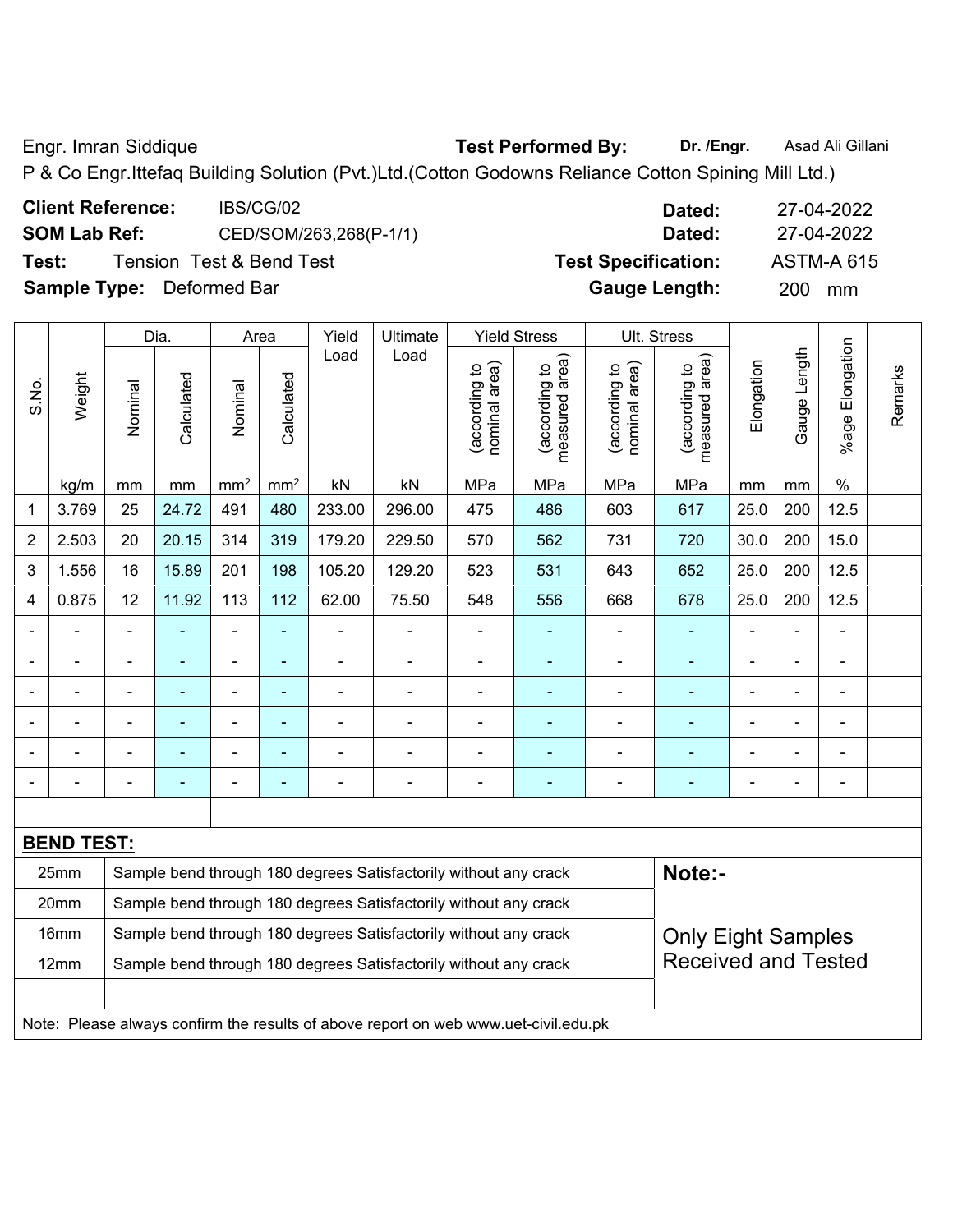Engr. Imran Siddique **Test Performed By:** **Dr. /Engr.** Asad Ali Gillani

P & Co Engr.Ittefaq Building Solution (Pvt.)Ltd.(Cotton Godowns Reliance Cotton Spining Mill Ltd.)

**Client Reference:** IBS/CG/02 **Dated:** 27-04-2022

**SOM Lab Ref:** CED/SOM/263,268(P-1/1) **Dated:** 27-04-2022

**Test:** Tension Test & Bend Test **Test Specification:** ASTM-A 615

**Sample Type:** Deformed Bar **Gauge Length:** 200 mm

| S.No. | Weight | Dia. | | Area | | Yield Load | Ultimate Load | Yield Stress | | Ult. Stress | | Elongation | Gauge Length | %age Elongation | Remarks |
|---|---|---|---|---|---|---|---|---|---|---|---|---|---|---|---|
| | | Nominal | Calculated | Nominal | Calculated | | | (according to nominal area) | (according to measured area) | (according to nominal area) | (according to measured area) | | | | |
| | kg/m | mm | mm | mm² | mm² | kN | kN | MPa | MPa | MPa | MPa | mm | mm | % | |
| 1 | 3.769 | 25 | 24.72 | 491 | 480 | 233.00 | 296.00 | 475 | 486 | 603 | 617 | 25.0 | 200 | 12.5 | |
| 2 | 2.503 | 20 | 20.15 | 314 | 319 | 179.20 | 229.50 | 570 | 562 | 731 | 720 | 30.0 | 200 | 15.0 | |
| 3 | 1.556 | 16 | 15.89 | 201 | 198 | 105.20 | 129.20 | 523 | 531 | 643 | 652 | 25.0 | 200 | 12.5 | |
| 4 | 0.875 | 12 | 11.92 | 113 | 112 | 62.00 | 75.50 | 548 | 556 | 668 | 678 | 25.0 | 200 | 12.5 | |
| - | - | - | - | - | - | - | - | - | - | - | - | - | - | - | |
| - | - | - | - | - | - | - | - | - | - | - | - | - | - | - | |
| - | - | - | - | - | - | - | - | - | - | - | - | - | - | - | |
| - | - | - | - | - | - | - | - | - | - | - | - | - | - | - | |
| - | - | - | - | - | - | - | - | - | - | - | - | - | - | - | |
| - | - | - | - | - | - | - | - | - | - | - | - | - | - | - | |

**BEND TEST:**

| Size | Result |
|---|---|
| 25mm | Sample bend through 180 degrees Satisfactorily without any crack |
| 20mm | Sample bend through 180 degrees Satisfactorily without any crack |
| 16mm | Sample bend through 180 degrees Satisfactorily without any crack |
| 12mm | Sample bend through 180 degrees Satisfactorily without any crack |

**Note:-**

Only Eight Samples Received and Tested

Note: Please always confirm the results of above report on web www.uet-civil.edu.pk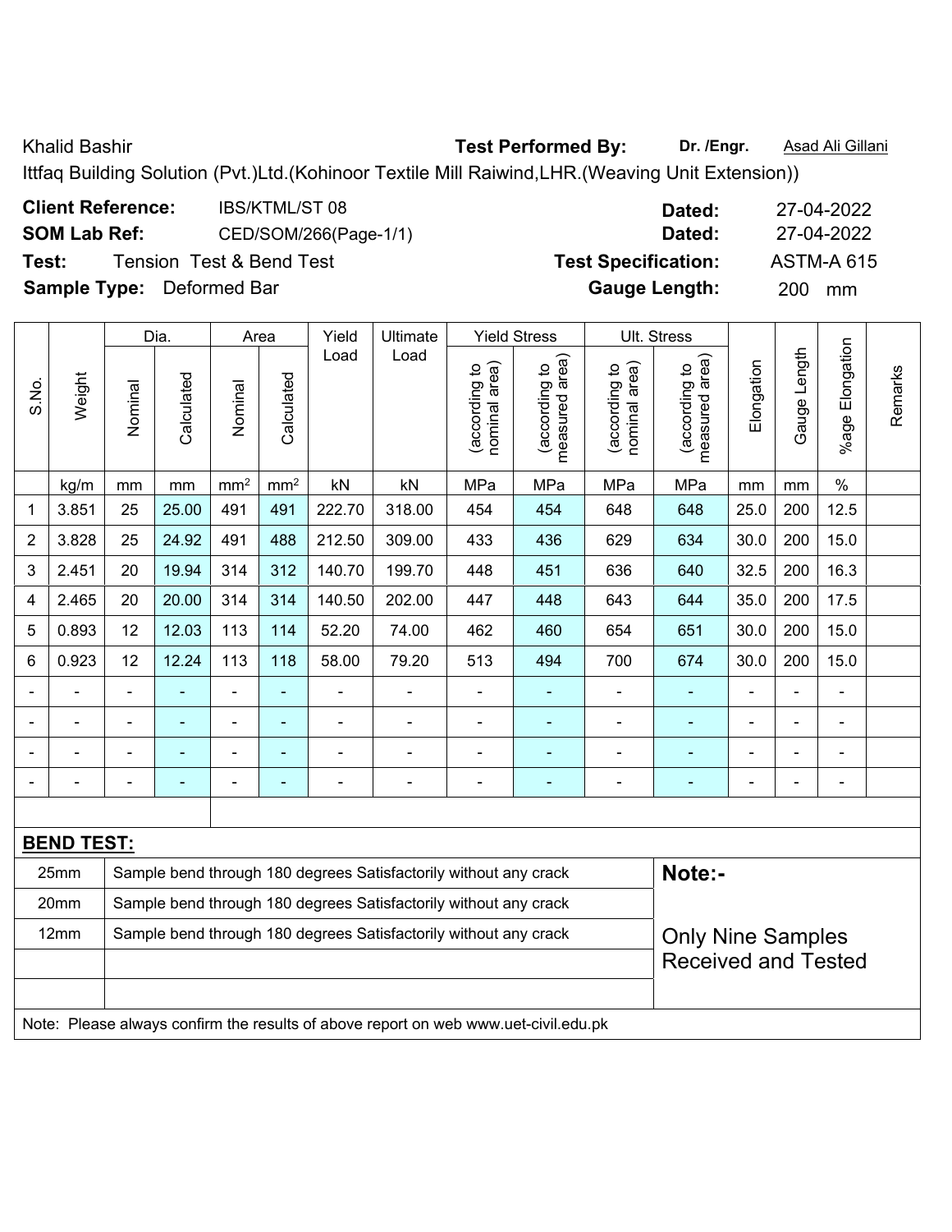Khalid Bashir **Test Performed By:** **Dr. /Engr.** Asad Ali Gillani

Ittfaq Building Solution (Pvt.)Ltd.(Kohinoor Textile Mill Raiwind,LHR.(Weaving Unit Extension))

**Client Reference:** IBS/KTML/ST 08 **Dated:** 27-04-2022

**SOM Lab Ref:** CED/SOM/266(Page-1/1) **Dated:** 27-04-2022

**Test:** Tension Test & Bend Test **Test Specification:** ASTM-A 615

**Sample Type:** Deformed Bar **Gauge Length:** 200 mm

| S.No. | Weight | Dia. | | Area | | Yield Load | Ultimate Load | Yield Stress | | Ult. Stress | | Elongation | Gauge Length | %age Elongation | Remarks |
|---|---|---|---|---|---|---|---|---|---|---|---|---|---|---|---|
| | | Nominal | Calculated | Nominal | Calculated | | | (according to nominal area) | (according to measured area) | (according to nominal area) | (according to measured area) | | | | |
| | kg/m | mm | mm | mm² | mm² | kN | kN | MPa | MPa | MPa | MPa | mm | mm | % | |
| 1 | 3.851 | 25 | 25.00 | 491 | 491 | 222.70 | 318.00 | 454 | 454 | 648 | 648 | 25.0 | 200 | 12.5 | |
| 2 | 3.828 | 25 | 24.92 | 491 | 488 | 212.50 | 309.00 | 433 | 436 | 629 | 634 | 30.0 | 200 | 15.0 | |
| 3 | 2.451 | 20 | 19.94 | 314 | 312 | 140.70 | 199.70 | 448 | 451 | 636 | 640 | 32.5 | 200 | 16.3 | |
| 4 | 2.465 | 20 | 20.00 | 314 | 314 | 140.50 | 202.00 | 447 | 448 | 643 | 644 | 35.0 | 200 | 17.5 | |
| 5 | 0.893 | 12 | 12.03 | 113 | 114 | 52.20 | 74.00 | 462 | 460 | 654 | 651 | 30.0 | 200 | 15.0 | |
| 6 | 0.923 | 12 | 12.24 | 113 | 118 | 58.00 | 79.20 | 513 | 494 | 700 | 674 | 30.0 | 200 | 15.0 | |
| - | - | - | - | - | - | - | - | - | - | - | - | - | - | - | |
| - | - | - | - | - | - | - | - | - | - | - | - | - | - | - | |
| - | - | - | - | - | - | - | - | - | - | - | - | - | - | - | |
| - | - | - | - | - | - | - | - | - | - | - | - | - | - | - | |

**BEND TEST:**

| Size | Result |
|---|---|
| 25mm | Sample bend through 180 degrees Satisfactorily without any crack |
| 20mm | Sample bend through 180 degrees Satisfactorily without any crack |
| 12mm | Sample bend through 180 degrees Satisfactorily without any crack |

**Note:-**

Only Nine Samples Received and Tested

Note: Please always confirm the results of above report on web www.uet-civil.edu.pk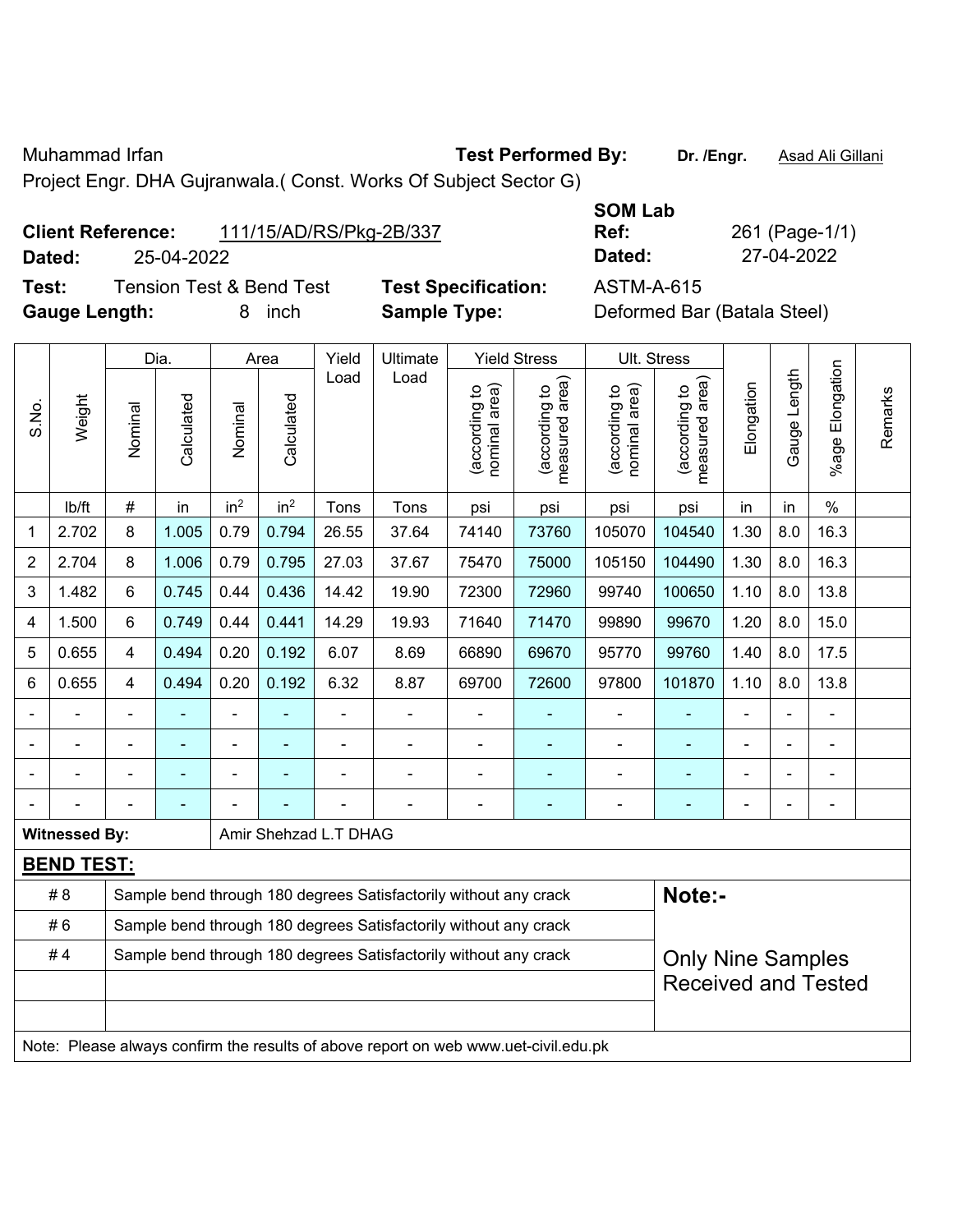Muhammad Irfan

Project Engr. DHA Gujranwala.( Const. Works Of Subject Sector G)

**Test Performed By:** **Dr. /Engr.** Asad Ali Gillani

**Client Reference:** 111/15/AD/RS/Pkg-2B/337

**Dated:** 25-04-2022

**SOM Lab Ref:** 261 (Page-1/1)

**Dated:** 27-04-2022

**Test:** Tension Test & Bend Test

**Test Specification:** ASTM-A-615

**Gauge Length:** 8 inch

**Sample Type:** Deformed Bar (Batala Steel)

| S.No. | Weight | Dia. | | Area | | Yield Load | Ultimate Load | Yield Stress | | Ult. Stress | | Elongation | Gauge Length | %age Elongation | Remarks |
|---|---|---|---|---|---|---|---|---|---|---|---|---|---|---|---|
| | | Nominal | Calculated | Nominal | Calculated | | | (according to nominal area) | (according to measured area) | (according to nominal area) | (according to measured area) | | | | |
| | lb/ft | # | in | $in^2$ | $in^2$ | Tons | Tons | psi | psi | psi | psi | in | in | % | |
| 1 | 2.702 | 8 | 1.005 | 0.79 | 0.794 | 26.55 | 37.64 | 74140 | 73760 | 105070 | 104540 | 1.30 | 8.0 | 16.3 | |
| 2 | 2.704 | 8 | 1.006 | 0.79 | 0.795 | 27.03 | 37.67 | 75470 | 75000 | 105150 | 104490 | 1.30 | 8.0 | 16.3 | |
| 3 | 1.482 | 6 | 0.745 | 0.44 | 0.436 | 14.42 | 19.90 | 72300 | 72960 | 99740 | 100650 | 1.10 | 8.0 | 13.8 | |
| 4 | 1.500 | 6 | 0.749 | 0.44 | 0.441 | 14.29 | 19.93 | 71640 | 71470 | 99890 | 99670 | 1.20 | 8.0 | 15.0 | |
| 5 | 0.655 | 4 | 0.494 | 0.20 | 0.192 | 6.07 | 8.69 | 66890 | 69670 | 95770 | 99760 | 1.40 | 8.0 | 17.5 | |
| 6 | 0.655 | 4 | 0.494 | 0.20 | 0.192 | 6.32 | 8.87 | 69700 | 72600 | 97800 | 101870 | 1.10 | 8.0 | 13.8 | |
| - | - | - | - | - | - | - | - | - | - | - | - | - | - | - | |
| - | - | - | - | - | - | - | - | - | - | - | - | - | - | - | |
| - | - | - | - | - | - | - | - | - | - | - | - | - | - | - | |
| - | - | - | - | - | - | - | - | - | - | - | - | - | - | - | |

**Witnessed By:** Amir Shehzad L.T DHAG

**BEND TEST:**

| | | |
|---|---|---|
| # 8 | Sample bend through 180 degrees Satisfactorily without any crack | **Note:-** |
| # 6 | Sample bend through 180 degrees Satisfactorily without any crack | |
| # 4 | Sample bend through 180 degrees Satisfactorily without any crack | Only Nine Samples Received and Tested |

Note: Please always confirm the results of above report on web www.uet-civil.edu.pk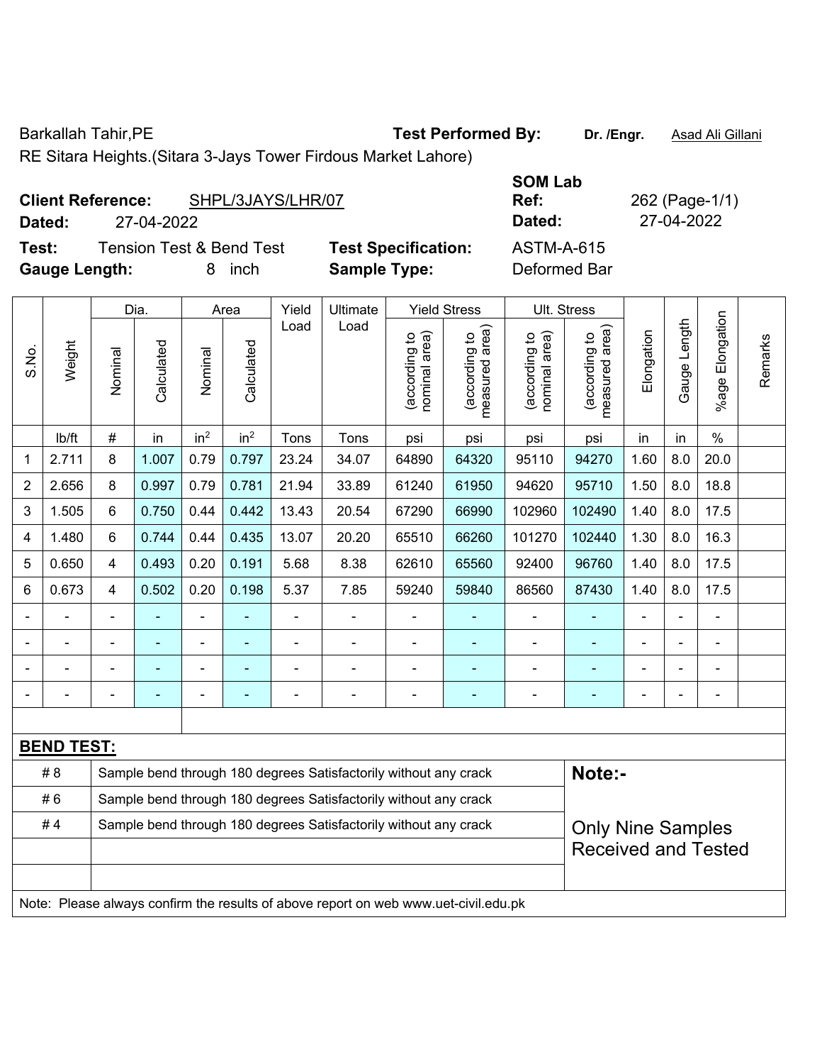Barkallah Tahir,PE

RE Sitara Heights.(Sitara 3-Jays Tower Firdous Market Lahore)

**Test Performed By:** Dr. /Engr. Asad Ali Gillani

**Client Reference:** SHPL/3JAYS/LHR/07

**Dated:** 27-04-2022

**SOM Lab Ref:** 262 (Page-1/1)

**Dated:** 27-04-2022

**Test:** Tension Test & Bend Test

**Test Specification:** ASTM-A-615

**Gauge Length:** 8 inch

**Sample Type:** Deformed Bar

| S.No. | Weight | Dia. | | Area | | Yield Load | Ultimate Load | Yield Stress | | Ult. Stress | | Elongation | Gauge Length | %age Elongation | Remarks |
|---|---|---|---|---|---|---|---|---|---|---|---|---|---|---|---|
| | | Nominal | Calculated | Nominal | Calculated | | | (according to nominal area) | (according to measured area) | (according to nominal area) | (according to measured area) | | | | |
| | lb/ft | # | in | in$^2$ | in$^2$ | Tons | Tons | psi | psi | psi | psi | in | in | % | |
| 1 | 2.711 | 8 | 1.007 | 0.79 | 0.797 | 23.24 | 34.07 | 64890 | 64320 | 95110 | 94270 | 1.60 | 8.0 | 20.0 | |
| 2 | 2.656 | 8 | 0.997 | 0.79 | 0.781 | 21.94 | 33.89 | 61240 | 61950 | 94620 | 95710 | 1.50 | 8.0 | 18.8 | |
| 3 | 1.505 | 6 | 0.750 | 0.44 | 0.442 | 13.43 | 20.54 | 67290 | 66990 | 102960 | 102490 | 1.40 | 8.0 | 17.5 | |
| 4 | 1.480 | 6 | 0.744 | 0.44 | 0.435 | 13.07 | 20.20 | 65510 | 66260 | 101270 | 102440 | 1.30 | 8.0 | 16.3 | |
| 5 | 0.650 | 4 | 0.493 | 0.20 | 0.191 | 5.68 | 8.38 | 62610 | 65560 | 92400 | 96760 | 1.40 | 8.0 | 17.5 | |
| 6 | 0.673 | 4 | 0.502 | 0.20 | 0.198 | 5.37 | 7.85 | 59240 | 59840 | 86560 | 87430 | 1.40 | 8.0 | 17.5 | |
| - | - | - | - | - | - | - | - | - | - | - | - | - | - | - | |
| - | - | - | - | - | - | - | - | - | - | - | - | - | - | - | |
| - | - | - | - | - | - | - | - | - | - | - | - | - | - | - | |
| - | - | - | - | - | - | - | - | - | - | - | - | - | - | - | |

**BEND TEST:**

| | | |
|---|---|---|
| # 8 | Sample bend through 180 degrees Satisfactorily without any crack | **Note:-** |
| # 6 | Sample bend through 180 degrees Satisfactorily without any crack | |
| # 4 | Sample bend through 180 degrees Satisfactorily without any crack | Only Nine Samples Received and Tested |

Note: Please always confirm the results of above report on web www.uet-civil.edu.pk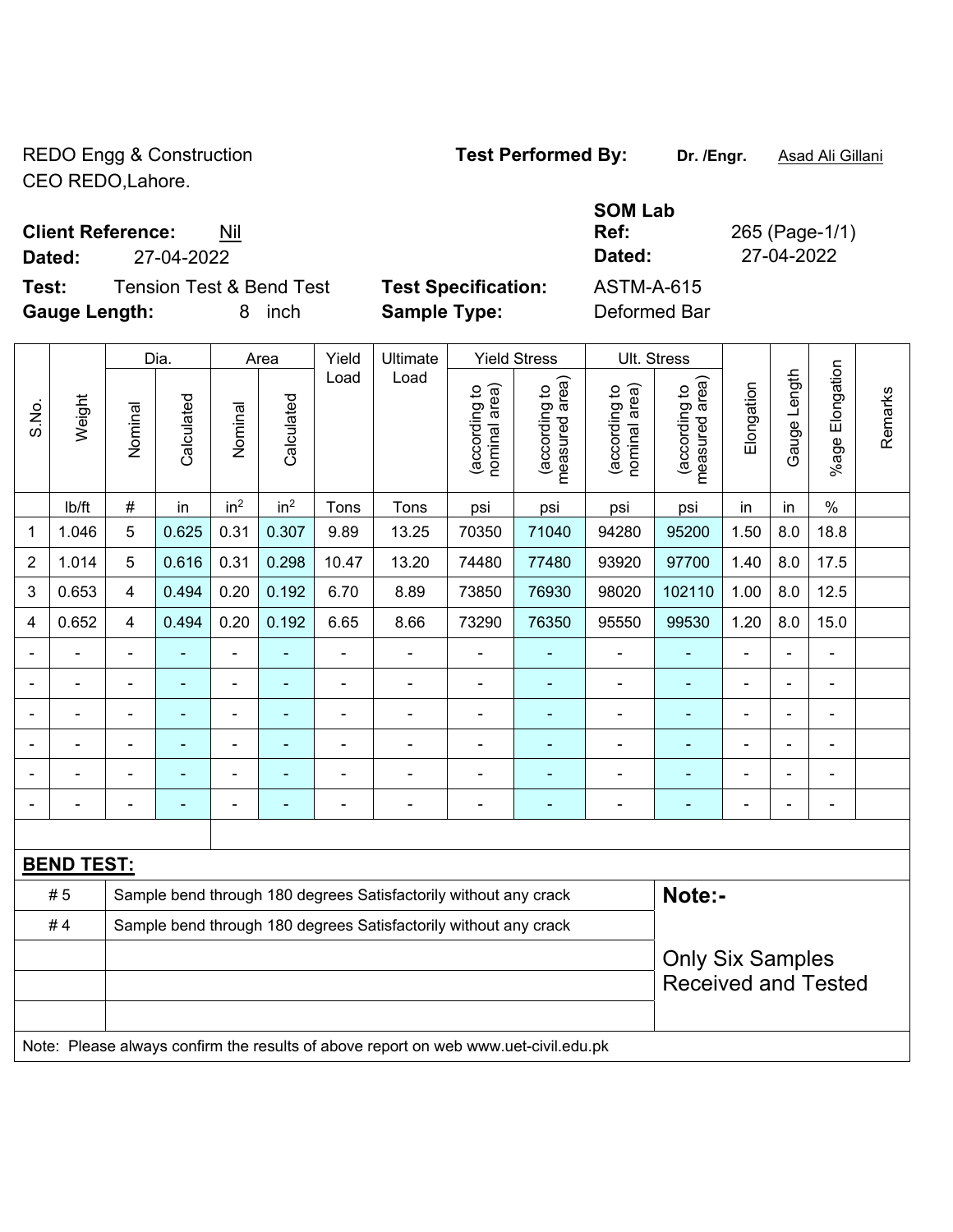REDO Engg & Construction
CEO REDO,Lahore.

**Test Performed By:** **Dr. /Engr.** Asad Ali Gillani

**Client Reference:** Nil
**Dated:** 27-04-2022

**SOM Lab Ref:** 265 (Page-1/1)
**Dated:** 27-04-2022

**Test:** Tension Test & Bend Test
**Gauge Length:** 8 inch

**Test Specification:** ASTM-A-615
**Sample Type:** Deformed Bar

| S.No. | Weight | Dia. | | Area | | Yield Load | Ultimate Load | Yield Stress | | Ult. Stress | | Elongation | Gauge Length | %age Elongation | Remarks |
|---|---|---|---|---|---|---|---|---|---|---|---|---|---|---|---|
| | | Nominal | Calculated | Nominal | Calculated | | | (according to nominal area) | (according to measured area) | (according to nominal area) | (according to measured area) | | | | |
| | lb/ft | # | in | in$^2$ | in$^2$ | Tons | Tons | psi | psi | psi | psi | in | in | % | |
| 1 | 1.046 | 5 | 0.625 | 0.31 | 0.307 | 9.89 | 13.25 | 70350 | 71040 | 94280 | 95200 | 1.50 | 8.0 | 18.8 | |
| 2 | 1.014 | 5 | 0.616 | 0.31 | 0.298 | 10.47 | 13.20 | 74480 | 77480 | 93920 | 97700 | 1.40 | 8.0 | 17.5 | |
| 3 | 0.653 | 4 | 0.494 | 0.20 | 0.192 | 6.70 | 8.89 | 73850 | 76930 | 98020 | 102110 | 1.00 | 8.0 | 12.5 | |
| 4 | 0.652 | 4 | 0.494 | 0.20 | 0.192 | 6.65 | 8.66 | 73290 | 76350 | 95550 | 99530 | 1.20 | 8.0 | 15.0 | |
| - | - | - | - | - | - | - | - | - | - | - | - | - | - | - | |
| - | - | - | - | - | - | - | - | - | - | - | - | - | - | - | |
| - | - | - | - | - | - | - | - | - | - | - | - | - | - | - | |
| - | - | - | - | - | - | - | - | - | - | - | - | - | - | - | |
| - | - | - | - | - | - | - | - | - | - | - | - | - | - | - | |
| - | - | - | - | - | - | - | - | - | - | - | - | - | - | - | |

**BEND TEST:**

| | |
|---|---|
| # 5 | Sample bend through 180 degrees Satisfactorily without any crack |
| # 4 | Sample bend through 180 degrees Satisfactorily without any crack |

**Note:-**

Only Six Samples Received and Tested

Note: Please always confirm the results of above report on web www.uet-civil.edu.pk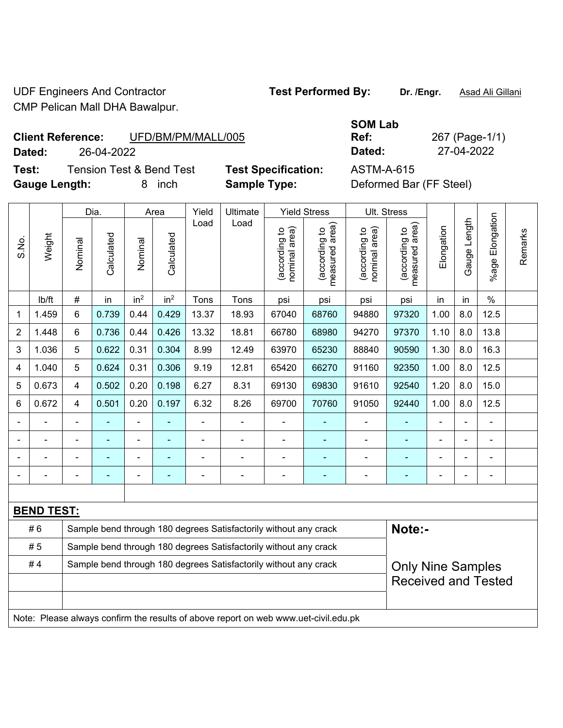UDF Engineers And Contractor
CMP Pelican Mall DHA Bawalpur.

**Test Performed By:** **Dr. /Engr.** Asad Ali Gillani

**SOM Lab**

**Client Reference:** UFD/BM/PM/MALL/005
**Dated:** 26-04-2022

**Ref:** 267 (Page-1/1)
**Dated:** 27-04-2022

**Test:** Tension Test & Bend Test
**Gauge Length:** 8 inch

**Test Specification:** ASTM-A-615
**Sample Type:** Deformed Bar (FF Steel)

| S.No. | Weight | Dia. | | Area | | Yield Load | Ultimate Load | Yield Stress | | Ult. Stress | | Elongation | Gauge Length | %age Elongation | Remarks |
|---|---|---|---|---|---|---|---|---|---|---|---|---|---|---|---|
| | | Nominal | Calculated | Nominal | Calculated | | | (according to nominal area) | (according to measured area) | (according to nominal area) | (according to measured area) | | | | |
| | lb/ft | # | in | in$^2$ | in$^2$ | Tons | Tons | psi | psi | psi | psi | in | in | % | |
| 1 | 1.459 | 6 | 0.739 | 0.44 | 0.429 | 13.37 | 18.93 | 67040 | 68760 | 94880 | 97320 | 1.00 | 8.0 | 12.5 | |
| 2 | 1.448 | 6 | 0.736 | 0.44 | 0.426 | 13.32 | 18.81 | 66780 | 68980 | 94270 | 97370 | 1.10 | 8.0 | 13.8 | |
| 3 | 1.036 | 5 | 0.622 | 0.31 | 0.304 | 8.99 | 12.49 | 63970 | 65230 | 88840 | 90590 | 1.30 | 8.0 | 16.3 | |
| 4 | 1.040 | 5 | 0.624 | 0.31 | 0.306 | 9.19 | 12.81 | 65420 | 66270 | 91160 | 92350 | 1.00 | 8.0 | 12.5 | |
| 5 | 0.673 | 4 | 0.502 | 0.20 | 0.198 | 6.27 | 8.31 | 69130 | 69830 | 91610 | 92540 | 1.20 | 8.0 | 15.0 | |
| 6 | 0.672 | 4 | 0.501 | 0.20 | 0.197 | 6.32 | 8.26 | 69700 | 70760 | 91050 | 92440 | 1.00 | 8.0 | 12.5 | |
| - | - | - | - | - | - | - | - | - | - | - | - | - | - | - | |
| - | - | - | - | - | - | - | - | - | - | - | - | - | - | - | |
| - | - | - | - | - | - | - | - | - | - | - | - | - | - | - | |
| - | - | - | - | - | - | - | - | - | - | - | - | - | - | - | |

**BEND TEST:**

| | | |
|---|---|---|
| # 6 | Sample bend through 180 degrees Satisfactorily without any crack | **Note:-** |
| # 5 | Sample bend through 180 degrees Satisfactorily without any crack | |
| # 4 | Sample bend through 180 degrees Satisfactorily without any crack | Only Nine Samples Received and Tested |

Note: Please always confirm the results of above report on web www.uet-civil.edu.pk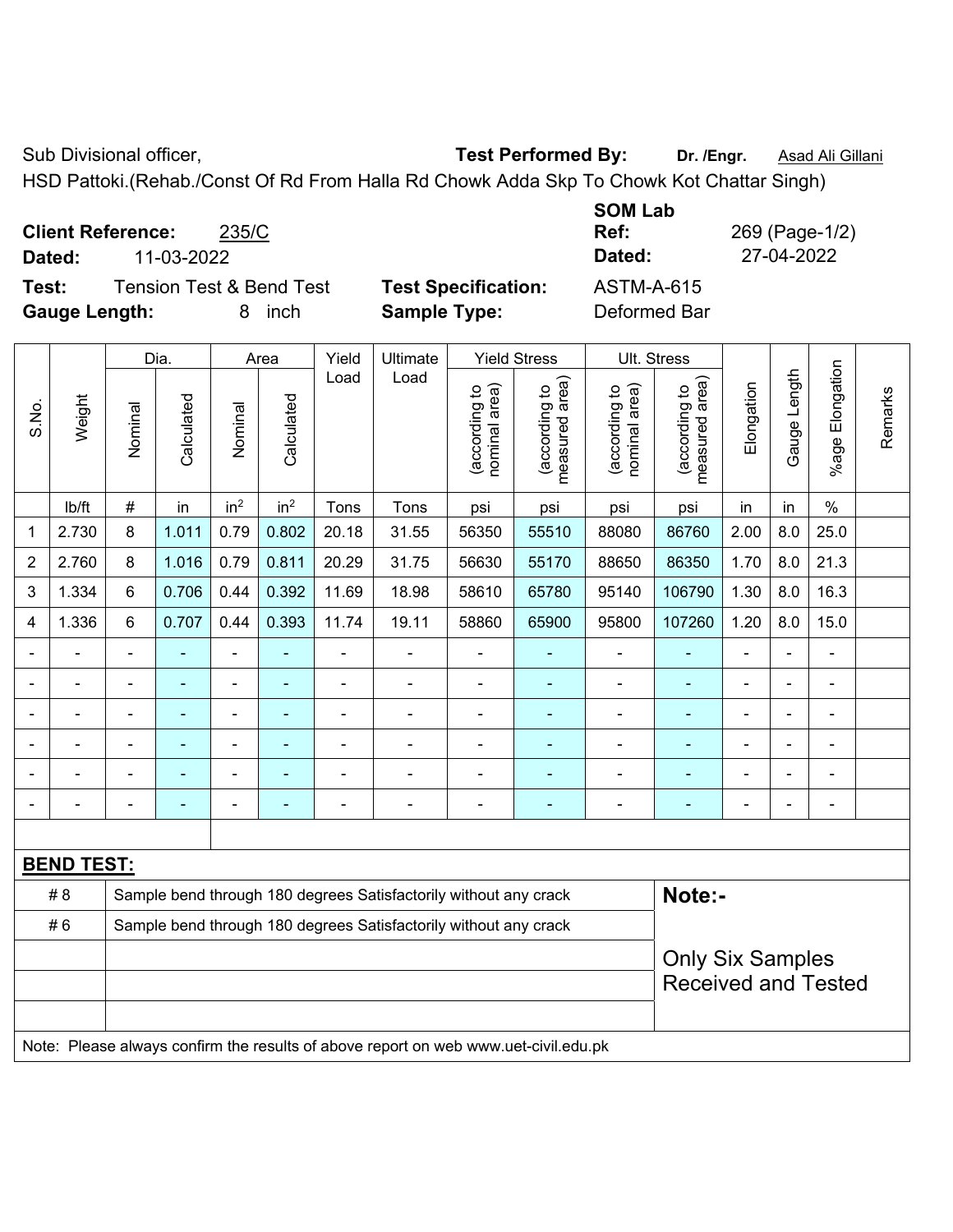Sub Divisional officer, **Test Performed By:** **Dr. /Engr.** Asad Ali Gillani

HSD Pattoki.(Rehab./Const Of Rd From Halla Rd Chowk Adda Skp To Chowk Kot Chattar Singh)

**SOM Lab**

**Client Reference:** 235/C **Ref:** 269 (Page-1/2)

**Dated:** 11-03-2022 **Dated:** 27-04-2022

**Test:** Tension Test & Bend Test **Test Specification:** ASTM-A-615

**Gauge Length:** 8 inch **Sample Type:** Deformed Bar

| S.No. | Weight | Dia. | | Area | | Yield Load | Ultimate Load | Yield Stress | | Ult. Stress | | Elongation | Gauge Length | %age Elongation | Remarks |
|---|---|---|---|---|---|---|---|---|---|---|---|---|---|---|---|
| | | Nominal | Calculated | Nominal | Calculated | | | (according to nominal area) | (according to measured area) | (according to nominal area) | (according to measured area) | | | | |
| | lb/ft | # | in | in² | in² | Tons | Tons | psi | psi | psi | psi | in | in | % | |
| 1 | 2.730 | 8 | 1.011 | 0.79 | 0.802 | 20.18 | 31.55 | 56350 | 55510 | 88080 | 86760 | 2.00 | 8.0 | 25.0 | |
| 2 | 2.760 | 8 | 1.016 | 0.79 | 0.811 | 20.29 | 31.75 | 56630 | 55170 | 88650 | 86350 | 1.70 | 8.0 | 21.3 | |
| 3 | 1.334 | 6 | 0.706 | 0.44 | 0.392 | 11.69 | 18.98 | 58610 | 65780 | 95140 | 106790 | 1.30 | 8.0 | 16.3 | |
| 4 | 1.336 | 6 | 0.707 | 0.44 | 0.393 | 11.74 | 19.11 | 58860 | 65900 | 95800 | 107260 | 1.20 | 8.0 | 15.0 | |
| - | - | - | - | - | - | - | - | - | - | - | - | - | - | - | |
| - | - | - | - | - | - | - | - | - | - | - | - | - | - | - | |
| - | - | - | - | - | - | - | - | - | - | - | - | - | - | - | |
| - | - | - | - | - | - | - | - | - | - | - | - | - | - | - | |
| - | - | - | - | - | - | - | - | - | - | - | - | - | - | - | |
| - | - | - | - | - | - | - | - | - | - | - | - | - | - | - | |

**BEND TEST:**

| | | |
|---|---|---|
| # 8 | Sample bend through 180 degrees Satisfactorily without any crack | **Note:-** |
| # 6 | Sample bend through 180 degrees Satisfactorily without any crack | Only Six Samples Received and Tested |

Note: Please always confirm the results of above report on web www.uet-civil.edu.pk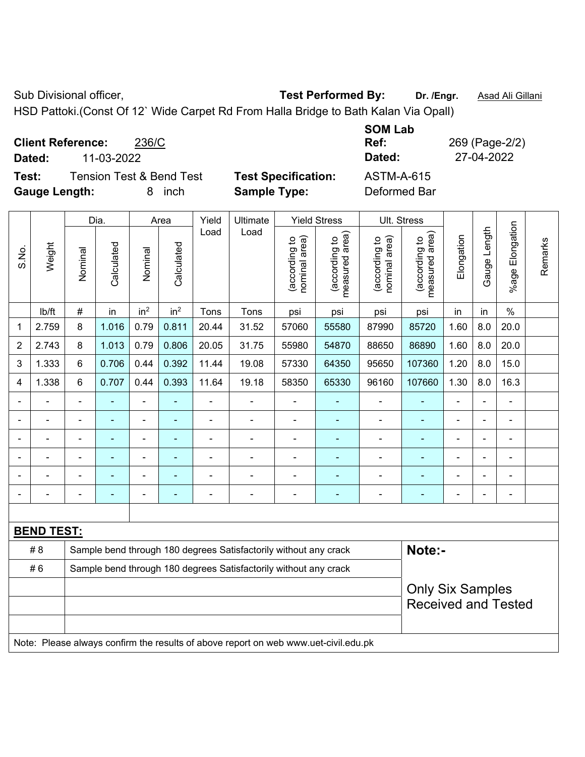Sub Divisional officer, **Test Performed By:** **Dr. /Engr.** Asad Ali Gillani

HSD Pattoki.(Const Of 12` Wide Carpet Rd From Halla Bridge to Bath Kalan Via Opall)

**Client Reference:** 236/C

**Dated:** 11-03-2022

**SOM Lab Ref:** 269 (Page-2/2)

**Dated:** 27-04-2022

**Test:** Tension Test & Bend Test

**Test Specification:** ASTM-A-615

**Gauge Length:** 8 inch

**Sample Type:** Deformed Bar

| S.No. | Weight | Dia. | | Area | | Yield Load | Ultimate Load | Yield Stress | | Ult. Stress | | Elongation | Gauge Length | %age Elongation | Remarks |
|---|---|---|---|---|---|---|---|---|---|---|---|---|---|---|---|
| | | Nominal | Calculated | Nominal | Calculated | | | (according to nominal area) | (according to measured area) | (according to nominal area) | (according to measured area) | | | | |
| | lb/ft | # | in | in² | in² | Tons | Tons | psi | psi | psi | psi | in | in | % | |
| 1 | 2.759 | 8 | 1.016 | 0.79 | 0.811 | 20.44 | 31.52 | 57060 | 55580 | 87990 | 85720 | 1.60 | 8.0 | 20.0 | |
| 2 | 2.743 | 8 | 1.013 | 0.79 | 0.806 | 20.05 | 31.75 | 55980 | 54870 | 88650 | 86890 | 1.60 | 8.0 | 20.0 | |
| 3 | 1.333 | 6 | 0.706 | 0.44 | 0.392 | 11.44 | 19.08 | 57330 | 64350 | 95650 | 107360 | 1.20 | 8.0 | 15.0 | |
| 4 | 1.338 | 6 | 0.707 | 0.44 | 0.393 | 11.64 | 19.18 | 58350 | 65330 | 96160 | 107660 | 1.30 | 8.0 | 16.3 | |
| - | - | - | - | - | - | - | - | - | - | - | - | - | - | - | |
| - | - | - | - | - | - | - | - | - | - | - | - | - | - | - | |
| - | - | - | - | - | - | - | - | - | - | - | - | - | - | - | |
| - | - | - | - | - | - | - | - | - | - | - | - | - | - | - | |
| - | - | - | - | - | - | - | - | - | - | - | - | - | - | - | |
| - | - | - | - | - | - | - | - | - | - | - | - | - | - | - | |

**BEND TEST:**

| | |
|---|---|
| # 8 | Sample bend through 180 degrees Satisfactorily without any crack |
| # 6 | Sample bend through 180 degrees Satisfactorily without any crack |

**Note:-**

Only Six Samples Received and Tested

Note: Please always confirm the results of above report on web www.uet-civil.edu.pk